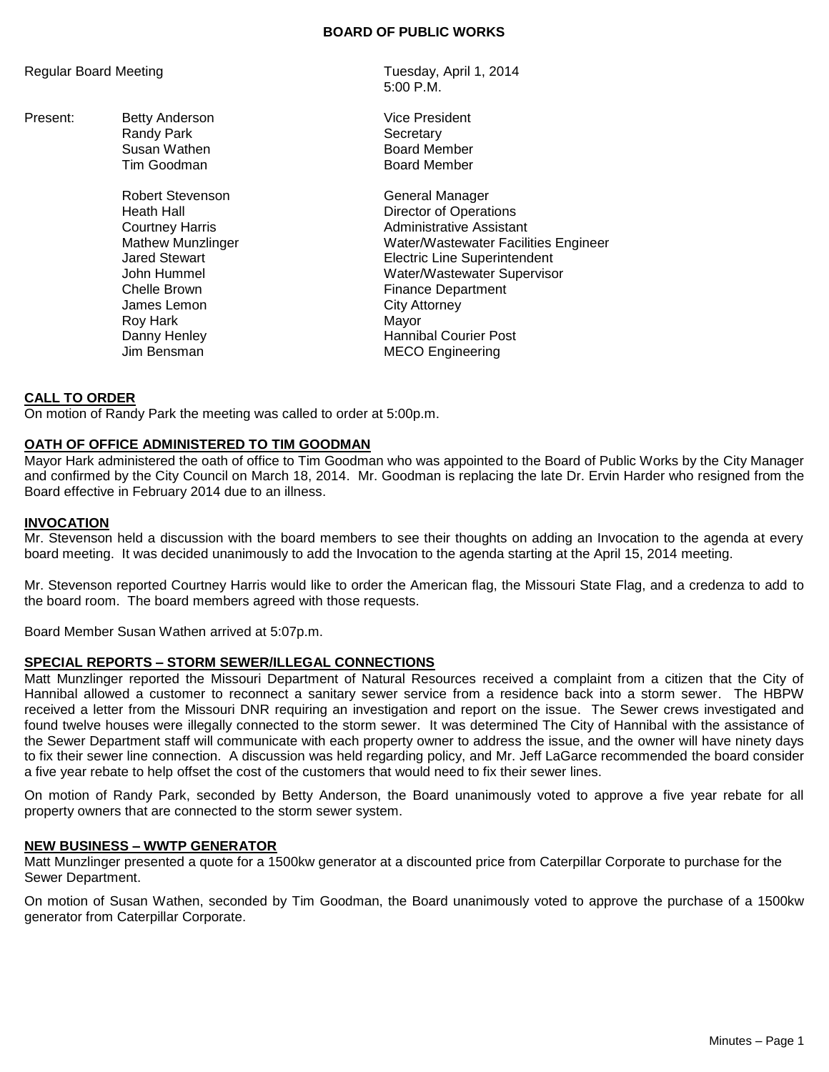# BOARD OF PUBLIC WORKS

Regular Board Meeting — Tuesday, April 1, 2014, 5:00 P.M.

| Present: | Name | Title |
|---|---|---|
| | Betty Anderson | Vice President |
| | Randy Park | Secretary |
| | Susan Wathen | Board Member |
| | Tim Goodman | Board Member |
| | Robert Stevenson | General Manager |
| | Heath Hall | Director of Operations |
| | Courtney Harris | Administrative Assistant |
| | Mathew Munzlinger | Water/Wastewater Facilities Engineer |
| | Jared Stewart | Electric Line Superintendent |
| | John Hummel | Water/Wastewater Supervisor |
| | Chelle Brown | Finance Department |
| | James Lemon | City Attorney |
| | Roy Hark | Mayor |
| | Danny Henley | Hannibal Courier Post |
| | Jim Bensman | MECO Engineering |

## CALL TO ORDER

On motion of Randy Park the meeting was called to order at 5:00p.m.

## OATH OF OFFICE ADMINISTERED TO TIM GOODMAN

Mayor Hark administered the oath of office to Tim Goodman who was appointed to the Board of Public Works by the City Manager and confirmed by the City Council on March 18, 2014. Mr. Goodman is replacing the late Dr. Ervin Harder who resigned from the Board effective in February 2014 due to an illness.

## INVOCATION

Mr. Stevenson held a discussion with the board members to see their thoughts on adding an Invocation to the agenda at every board meeting. It was decided unanimously to add the Invocation to the agenda starting at the April 15, 2014 meeting.

Mr. Stevenson reported Courtney Harris would like to order the American flag, the Missouri State Flag, and a credenza to add to the board room. The board members agreed with those requests.

Board Member Susan Wathen arrived at 5:07p.m.

## SPECIAL REPORTS – STORM SEWER/ILLEGAL CONNECTIONS

Matt Munzlinger reported the Missouri Department of Natural Resources received a complaint from a citizen that the City of Hannibal allowed a customer to reconnect a sanitary sewer service from a residence back into a storm sewer. The HBPW received a letter from the Missouri DNR requiring an investigation and report on the issue. The Sewer crews investigated and found twelve houses were illegally connected to the storm sewer. It was determined The City of Hannibal with the assistance of the Sewer Department staff will communicate with each property owner to address the issue, and the owner will have ninety days to fix their sewer line connection. A discussion was held regarding policy, and Mr. Jeff LaGarce recommended the board consider a five year rebate to help offset the cost of the customers that would need to fix their sewer lines.

On motion of Randy Park, seconded by Betty Anderson, the Board unanimously voted to approve a five year rebate for all property owners that are connected to the storm sewer system.

## NEW BUSINESS – WWTP GENERATOR

Matt Munzlinger presented a quote for a 1500kw generator at a discounted price from Caterpillar Corporate to purchase for the Sewer Department.

On motion of Susan Wathen, seconded by Tim Goodman, the Board unanimously voted to approve the purchase of a 1500kw generator from Caterpillar Corporate.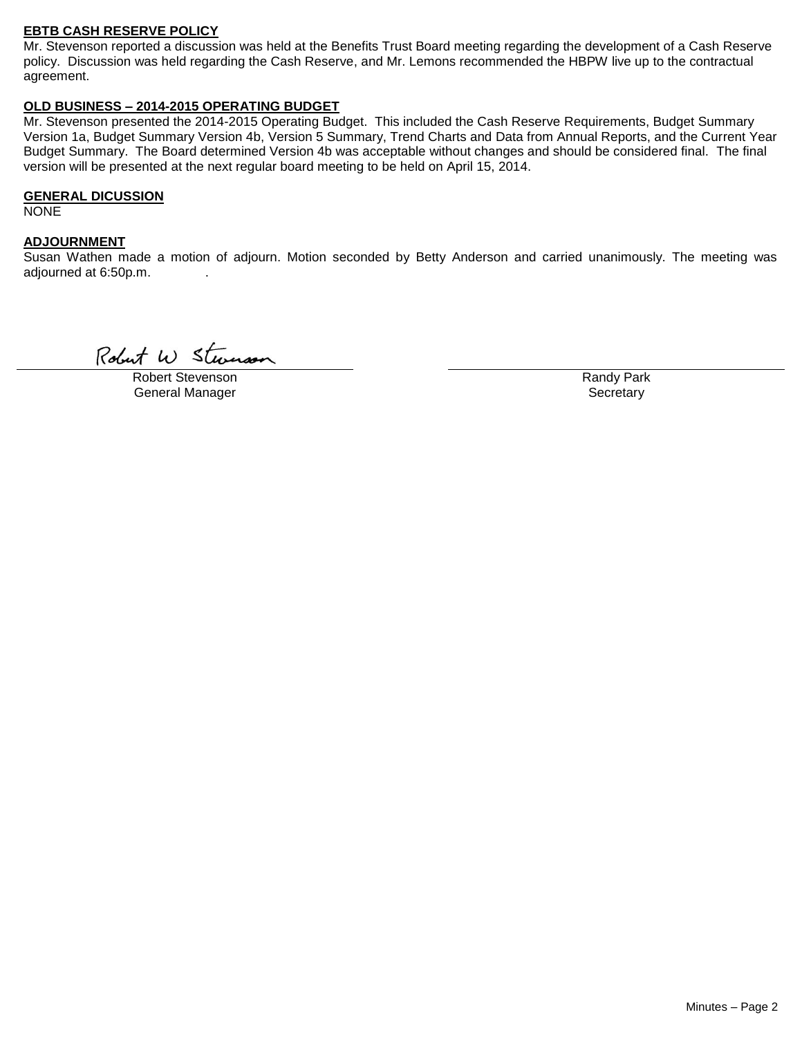**EBTB CASH RESERVE POLICY**

Mr. Stevenson reported a discussion was held at the Benefits Trust Board meeting regarding the development of a Cash Reserve policy. Discussion was held regarding the Cash Reserve, and Mr. Lemons recommended the HBPW live up to the contractual agreement.

**OLD BUSINESS – 2014-2015 OPERATING BUDGET**

Mr. Stevenson presented the 2014-2015 Operating Budget. This included the Cash Reserve Requirements, Budget Summary Version 1a, Budget Summary Version 4b, Version 5 Summary, Trend Charts and Data from Annual Reports, and the Current Year Budget Summary. The Board determined Version 4b was acceptable without changes and should be considered final. The final version will be presented at the next regular board meeting to be held on April 15, 2014.

**GENERAL DICUSSION**

NONE

**ADJOURNMENT**

Susan Wathen made a motion of adjourn. Motion seconded by Betty Anderson and carried unanimously. The meeting was adjourned at 6:50p.m. .

Robert W Stevenson

Robert Stevenson
General Manager

Randy Park
Secretary